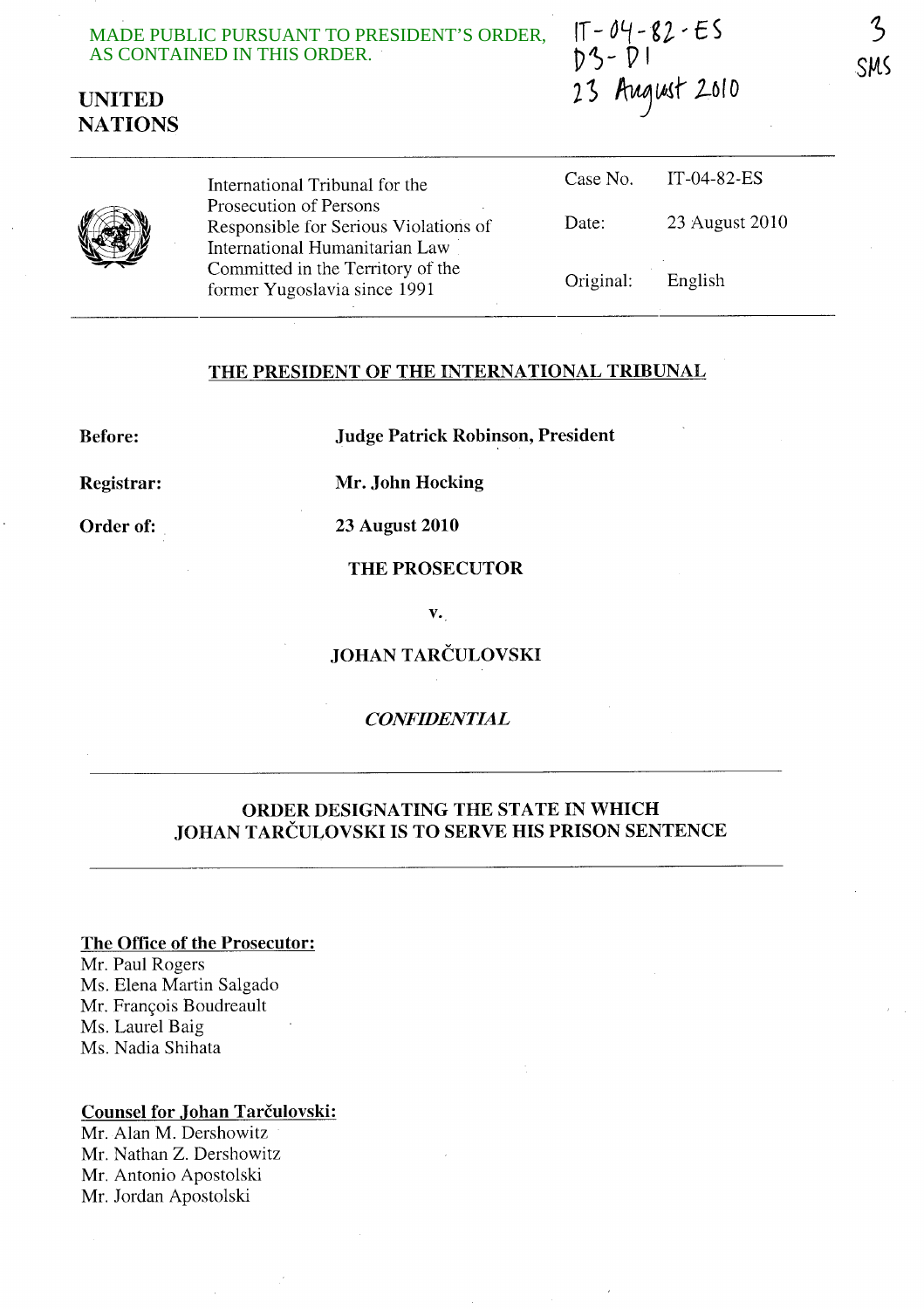MADE PUBLIC PURSUANT TO PRESIDENT'S ORDER, AS CONTAINED IN THIS ORDER.

IT-04-82-ES
D3-D1
23 August 2010

3
SMS

**UNITED NATIONS**

| International Tribunal for the Prosecution of Persons Responsible for Serious Violations of International Humanitarian Law Committed in the Territory of the former Yugoslavia since 1991 | Case No. | IT-04-82-ES |
|---|---|---|
| | Date: | 23 August 2010 |
| | Original: | English |

## THE PRESIDENT OF THE INTERNATIONAL TRIBUNAL

**Before:** **Judge Patrick Robinson, President**

**Registrar:** **Mr. John Hocking**

**Order of:** **23 August 2010**

**THE PROSECUTOR**

**v.**

**JOHAN TARČULOVSKI**

***CONFIDENTIAL***

## ORDER DESIGNATING THE STATE IN WHICH JOHAN TARČULOVSKI IS TO SERVE HIS PRISON SENTENCE

**The Office of the Prosecutor:**
Mr. Paul Rogers
Ms. Elena Martin Salgado
Mr. François Boudreault
Ms. Laurel Baig
Ms. Nadia Shihata

**Counsel for Johan Tarčulovski:**
Mr. Alan M. Dershowitz
Mr. Nathan Z. Dershowitz
Mr. Antonio Apostolski
Mr. Jordan Apostolski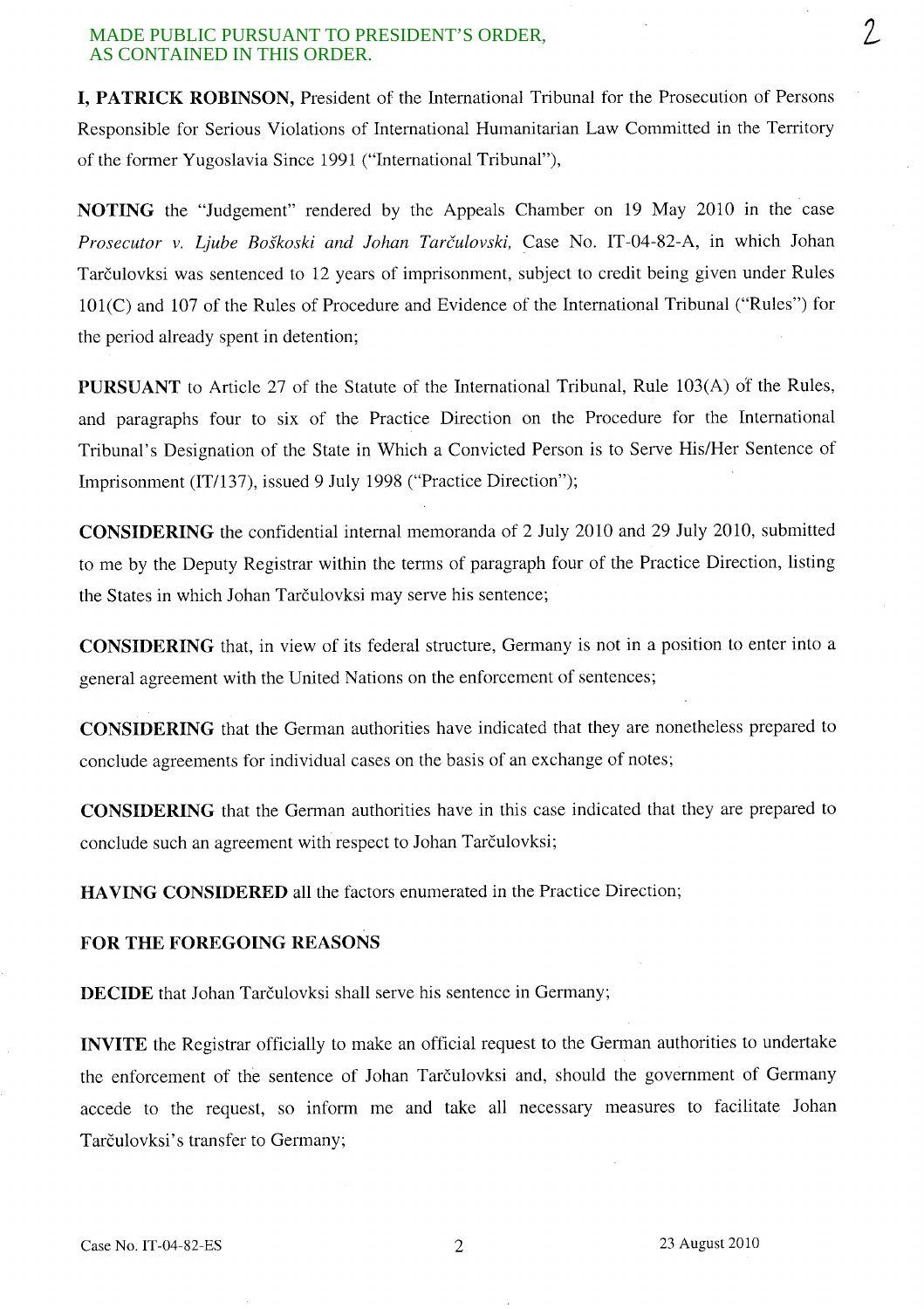MADE PUBLIC PURSUANT TO PRESIDENT'S ORDER, AS CONTAINED IN THIS ORDER.

**I, PATRICK ROBINSON,** President of the International Tribunal for the Prosecution of Persons Responsible for Serious Violations of International Humanitarian Law Committed in the Territory of the former Yugoslavia Since 1991 ("International Tribunal"),

**NOTING** the "Judgement" rendered by the Appeals Chamber on 19 May 2010 in the case *Prosecutor v. Ljube Boškoski and Johan Tarčulovski,* Case No. IT-04-82-A, in which Johan Tarčulovksi was sentenced to 12 years of imprisonment, subject to credit being given under Rules 101(C) and 107 of the Rules of Procedure and Evidence of the International Tribunal ("Rules") for the period already spent in detention;

**PURSUANT** to Article 27 of the Statute of the International Tribunal, Rule 103(A) of the Rules, and paragraphs four to six of the Practice Direction on the Procedure for the International Tribunal's Designation of the State in Which a Convicted Person is to Serve His/Her Sentence of Imprisonment (IT/137), issued 9 July 1998 ("Practice Direction");

**CONSIDERING** the confidential internal memoranda of 2 July 2010 and 29 July 2010, submitted to me by the Deputy Registrar within the terms of paragraph four of the Practice Direction, listing the States in which Johan Tarčulovksi may serve his sentence;

**CONSIDERING** that, in view of its federal structure, Germany is not in a position to enter into a general agreement with the United Nations on the enforcement of sentences;

**CONSIDERING** that the German authorities have indicated that they are nonetheless prepared to conclude agreements for individual cases on the basis of an exchange of notes;

**CONSIDERING** that the German authorities have in this case indicated that they are prepared to conclude such an agreement with respect to Johan Tarčulovksi;

**HAVING CONSIDERED** all the factors enumerated in the Practice Direction;

**FOR THE FOREGOING REASONS**

**DECIDE** that Johan Tarčulovksi shall serve his sentence in Germany;

**INVITE** the Registrar officially to make an official request to the German authorities to undertake the enforcement of the sentence of Johan Tarčulovksi and, should the government of Germany accede to the request, so inform me and take all necessary measures to facilitate Johan Tarčulovksi's transfer to Germany;

Case No. IT-04-82-ES 23 August 2010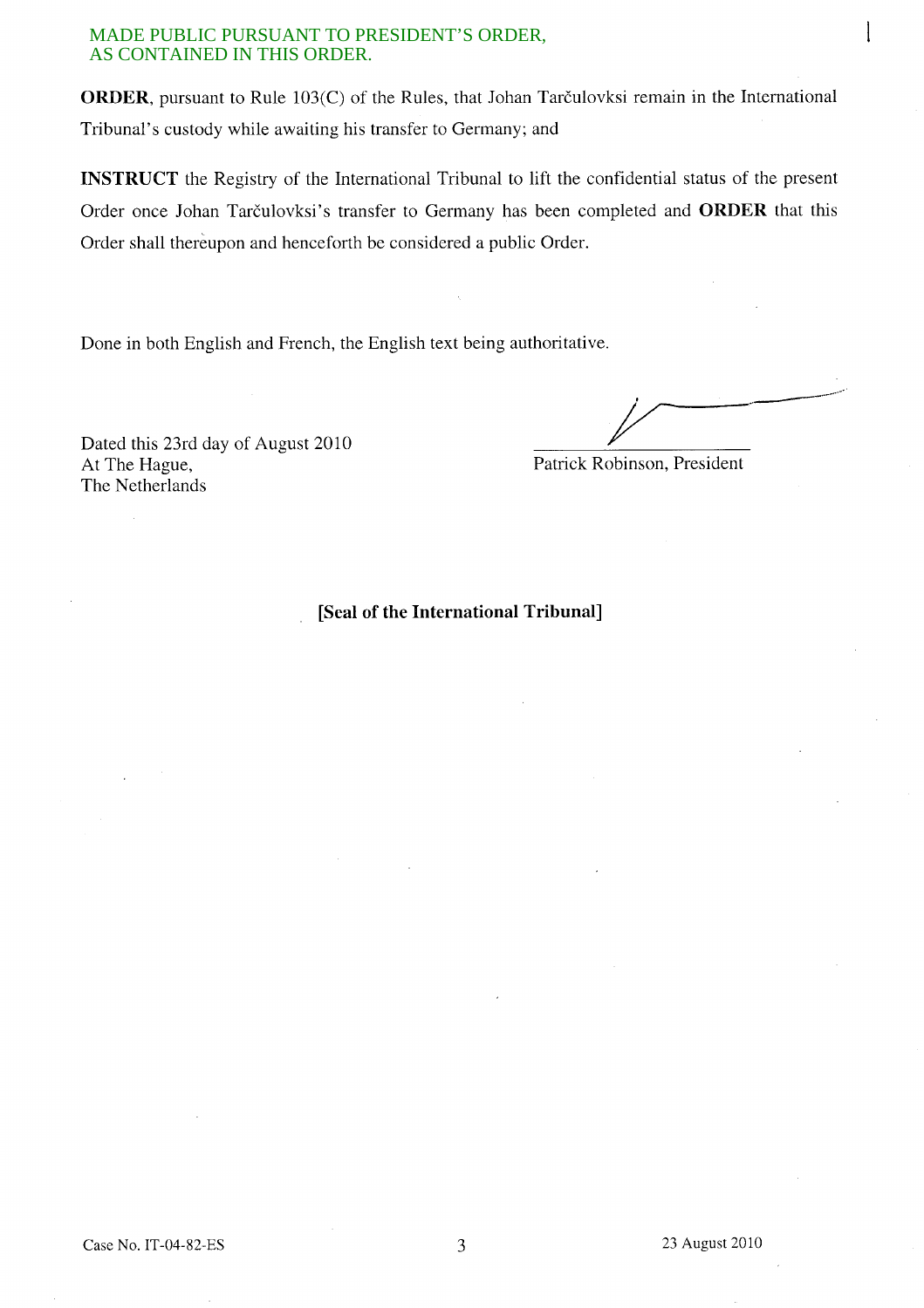MADE PUBLIC PURSUANT TO PRESIDENT'S ORDER,
AS CONTAINED IN THIS ORDER.

**ORDER**, pursuant to Rule 103(C) of the Rules, that Johan Tarčulovksi remain in the International Tribunal's custody while awaiting his transfer to Germany; and

**INSTRUCT** the Registry of the International Tribunal to lift the confidential status of the present Order once Johan Tarčulovksi's transfer to Germany has been completed and **ORDER** that this Order shall thereupon and henceforth be considered a public Order.

Done in both English and French, the English text being authoritative.

Dated this 23rd day of August 2010
At The Hague,
The Netherlands

Patrick Robinson, President

**[Seal of the International Tribunal]**

Case No. IT-04-82-ES 23 August 2010